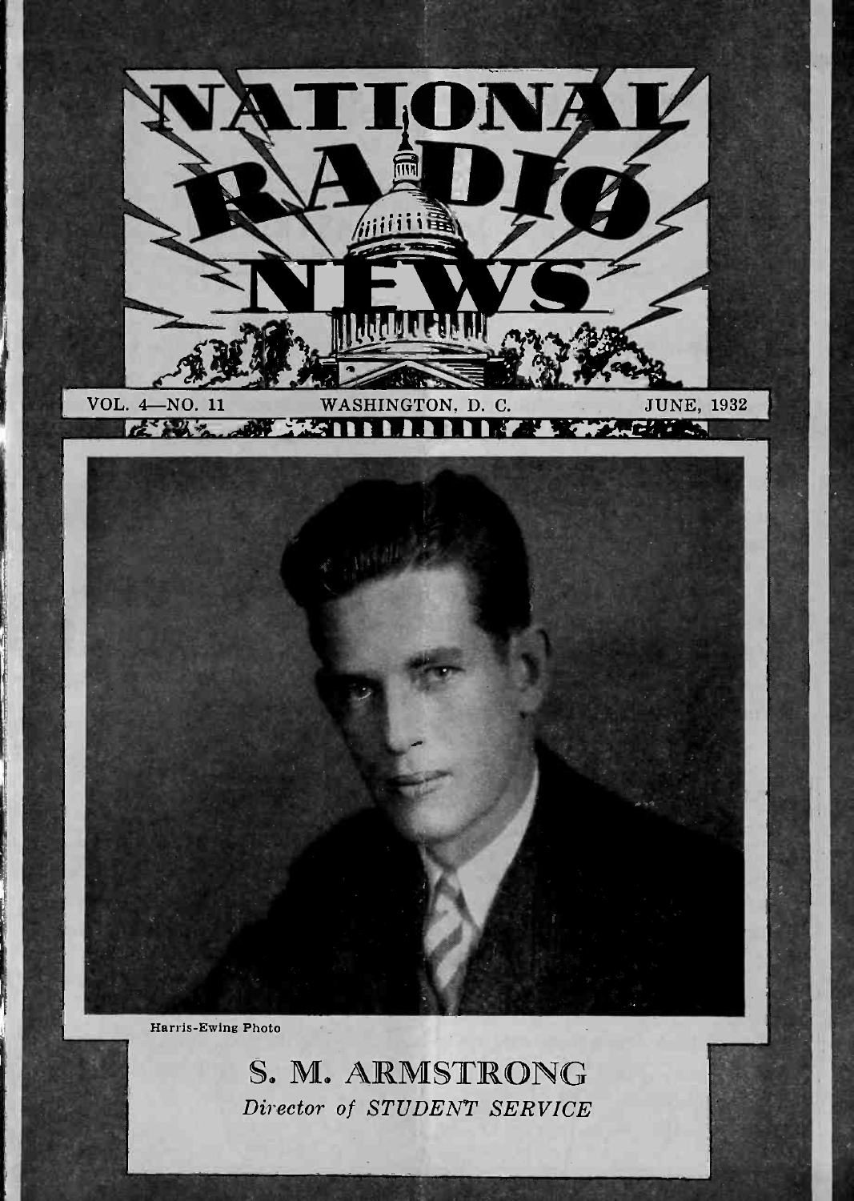# NATIONAL RADIO NEWS

VOL. 4—NO. 11 WASHINGTON, D. C. JUNE, 1932

Harris-Ewing Photo

## S. M. ARMSTRONG

*Director of STUDENT SERVICE*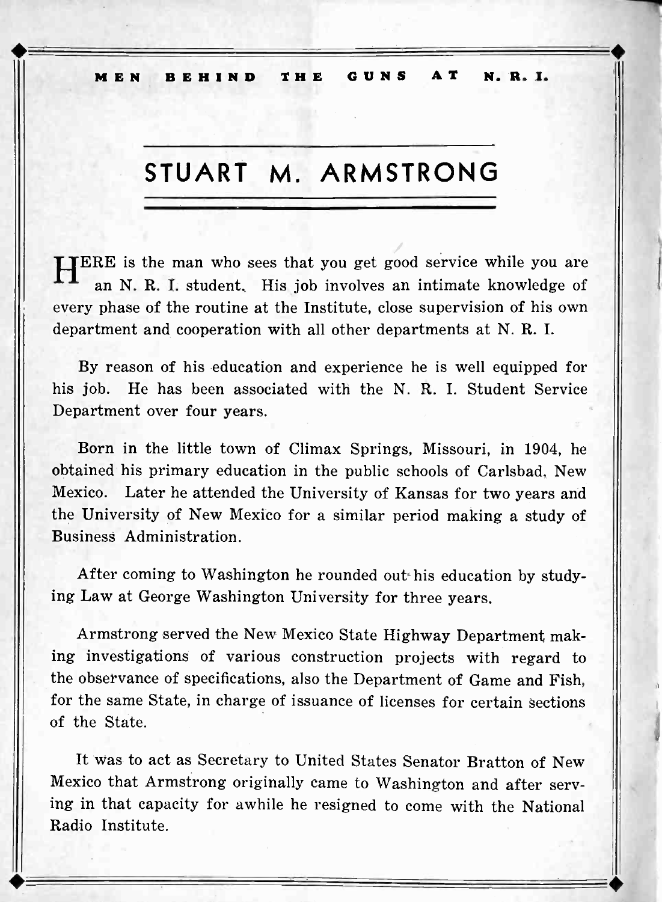MEN BEHIND THE GUNS AT N. R. I.

# STUART M. ARMSTRONG

HERE is the man who sees that you get good service while you are an N. R. I. student. His job involves an intimate knowledge of every phase of the routine at the Institute, close supervision of his own department and cooperation with all other departments at N. R. I.

By reason of his education and experience he is well equipped for his job. He has been associated with the N. R. I. Student Service Department over four years.

Born in the little town of Climax Springs, Missouri, in 1904, he obtained his primary education in the public schools of Carlsbad, New Mexico. Later he attended the University of Kansas for two years and the University of New Mexico for a similar period making a study of Business Administration.

After coming to Washington he rounded out his education by studying Law at George Washington University for three years.

Armstrong served the New Mexico State Highway Department making investigations of various construction projects with regard to the observance of specifications, also the Department of Game and Fish, for the same State, in charge of issuance of licenses for certain sections of the State.

It was to act as Secretary to United States Senator Bratton of New Mexico that Armstrong originally came to Washington and after serving in that capacity for awhile he resigned to come with the National Radio Institute.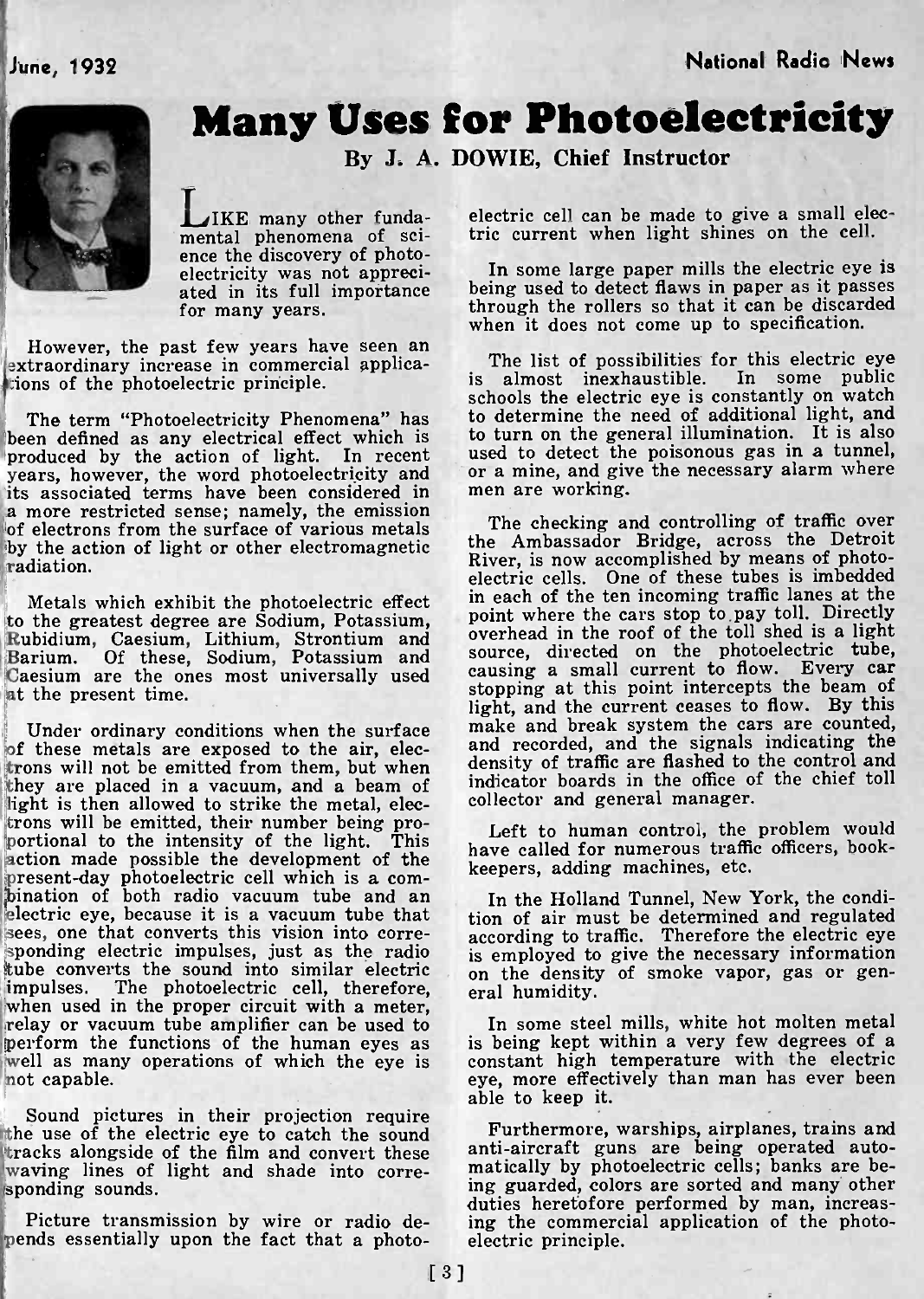# Many Uses for Photoelectricity

**By J. A. DOWIE, Chief Instructor**

LIKE many other fundamental phenomena of science the discovery of photoelectricity was not appreciated in its full importance for many years.

However, the past few years have seen an extraordinary increase in commercial applications of the photoelectric principle.

The term "Photoelectricity Phenomena" has been defined as any electrical effect which is produced by the action of light. In recent years, however, the word photoelectricity and its associated terms have been considered in a more restricted sense; namely, the emission of electrons from the surface of various metals by the action of light or other electromagnetic radiation.

Metals which exhibit the photoelectric effect to the greatest degree are Sodium, Potassium, Rubidium, Caesium, Lithium, Strontium and Barium. Of these, Sodium, Potassium and Caesium are the ones most universally used at the present time.

Under ordinary conditions when the surface of these metals are exposed to the air, electrons will not be emitted from them, but when they are placed in a vacuum, and a beam of light is then allowed to strike the metal, electrons will be emitted, their number being proportional to the intensity of the light. This action made possible the development of the present-day photoelectric cell which is a combination of both radio vacuum tube and an electric eye, because it is a vacuum tube that sees, one that converts this vision into corresponding electric impulses, just as the radio tube converts the sound into similar electric impulses. The photoelectric cell, therefore, when used in the proper circuit with a meter, relay or vacuum tube amplifier can be used to perform the functions of the human eyes as well as many operations of which the eye is not capable.

Sound pictures in their projection require the use of the electric eye to catch the sound tracks alongside of the film and convert these waving lines of light and shade into corresponding sounds.

Picture transmission by wire or radio depends essentially upon the fact that a photoelectric cell can be made to give a small electric current when light shines on the cell.

In some large paper mills the electric eye is being used to detect flaws in paper as it passes through the rollers so that it can be discarded when it does not come up to specification.

The list of possibilities for this electric eye is almost inexhaustible. In some public schools the electric eye is constantly on watch to determine the need of additional light, and to turn on the general illumination. It is also used to detect the poisonous gas in a tunnel, or a mine, and give the necessary alarm where men are working.

The checking and controlling of traffic over the Ambassador Bridge, across the Detroit River, is now accomplished by means of photoelectric cells. One of these tubes is imbedded in each of the ten incoming traffic lanes at the point where the cars stop to pay toll. Directly overhead in the roof of the toll shed is a light source, directed on the photoelectric tube, causing a small current to flow. Every car stopping at this point intercepts the beam of light, and the current ceases to flow. By this make and break system the cars are counted, and recorded, and the signals indicating the density of traffic are flashed to the control and indicator boards in the office of the chief toll collector and general manager.

Left to human control, the problem would have called for numerous traffic officers, bookkeepers, adding machines, etc.

In the Holland Tunnel, New York, the condition of air must be determined and regulated according to traffic. Therefore the electric eye is employed to give the necessary information on the density of smoke vapor, gas or general humidity.

In some steel mills, white hot molten metal is being kept within a very few degrees of a constant high temperature with the electric eye, more effectively than man has ever been able to keep it.

Furthermore, warships, airplanes, trains and anti-aircraft guns are being operated automatically by photoelectric cells; banks are being guarded, colors are sorted and many other duties heretofore performed by man, increasing the commercial application of the photoelectric principle.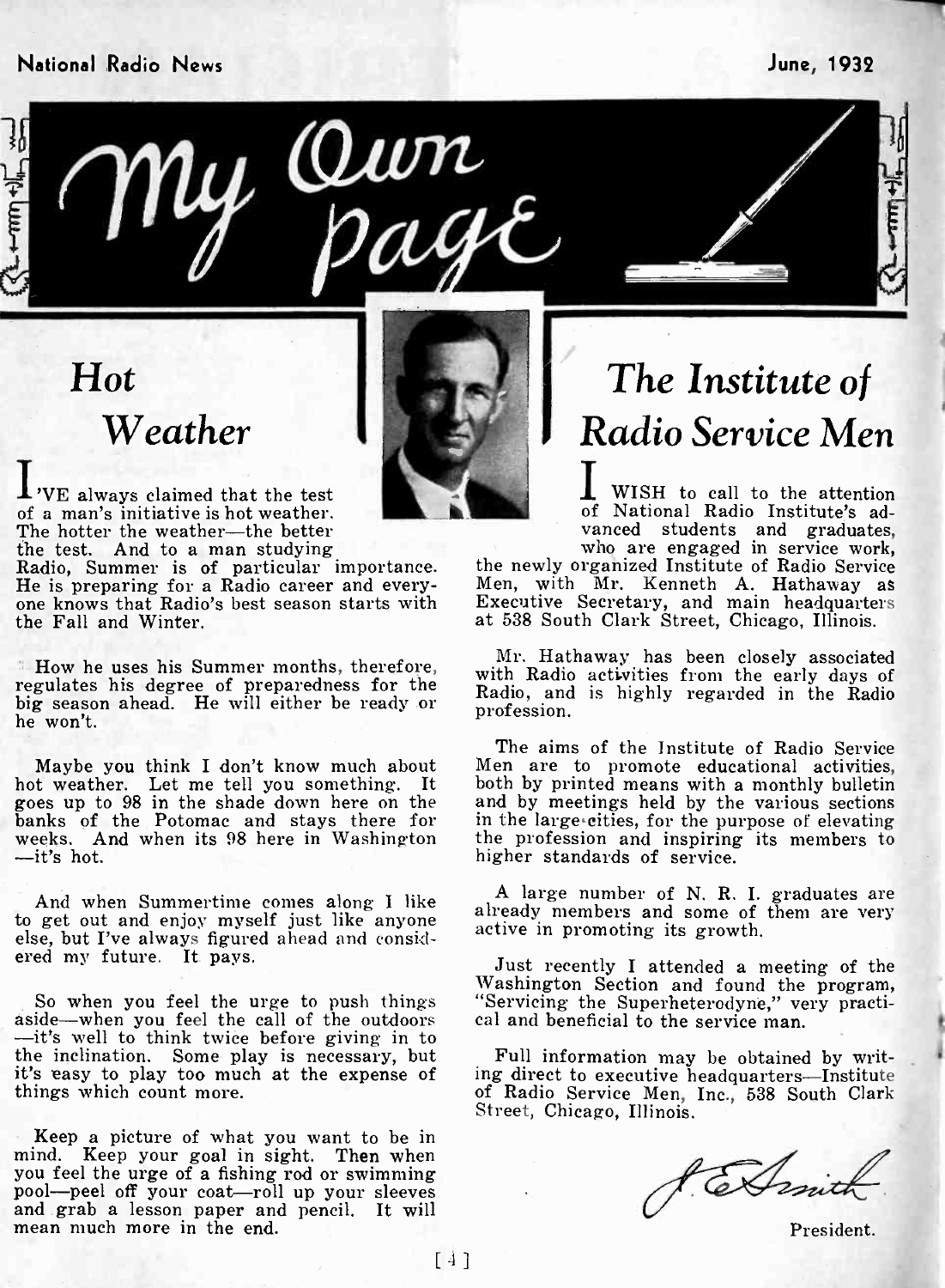# My Own Page

## Hot Weather

I'VE always claimed that the test of a man's initiative is hot weather. The hotter the weather—the better the test. And to a man studying Radio, Summer is of particular importance. He is preparing for a Radio career and everyone knows that Radio's best season starts with the Fall and Winter.

How he uses his Summer months, therefore, regulates his degree of preparedness for the big season ahead. He will either be ready or he won't.

Maybe you think I don't know much about hot weather. Let me tell you something. It goes up to 98 in the shade down here on the banks of the Potomac and stays there for weeks. And when its 98 here in Washington—it's hot.

And when Summertime comes along I like to get out and enjoy myself just like anyone else, but I've always figured ahead and considered my future. It pays.

So when you feel the urge to push things aside—when you feel the call of the outdoors—it's well to think twice before giving in to the inclination. Some play is necessary, but it's easy to play too much at the expense of things which count more.

Keep a picture of what you want to be in mind. Keep your goal in sight. Then when you feel the urge of a fishing rod or swimming pool—peel off your coat—roll up your sleeves and grab a lesson paper and pencil. It will mean much more in the end.

## The Institute of Radio Service Men

I WISH to call to the attention of National Radio Institute's advanced students and graduates, who are engaged in service work, the newly organized Institute of Radio Service Men, with Mr. Kenneth A. Hathaway as Executive Secretary, and main headquarters at 538 South Clark Street, Chicago, Illinois.

Mr. Hathaway has been closely associated with Radio activities from the early days of Radio, and is highly regarded in the Radio profession.

The aims of the Institute of Radio Service Men are to promote educational activities, both by printed means with a monthly bulletin and by meetings held by the various sections in the large cities, for the purpose of elevating the profession and inspiring its members to higher standards of service.

A large number of N. R. I. graduates are already members and some of them are very active in promoting its growth.

Just recently I attended a meeting of the Washington Section and found the program, "Servicing the Superheterodyne," very practical and beneficial to the service man.

Full information may be obtained by writing direct to executive headquarters—Institute of Radio Service Men, Inc., 538 South Clark Street, Chicago, Illinois.

J. E. Smith

President.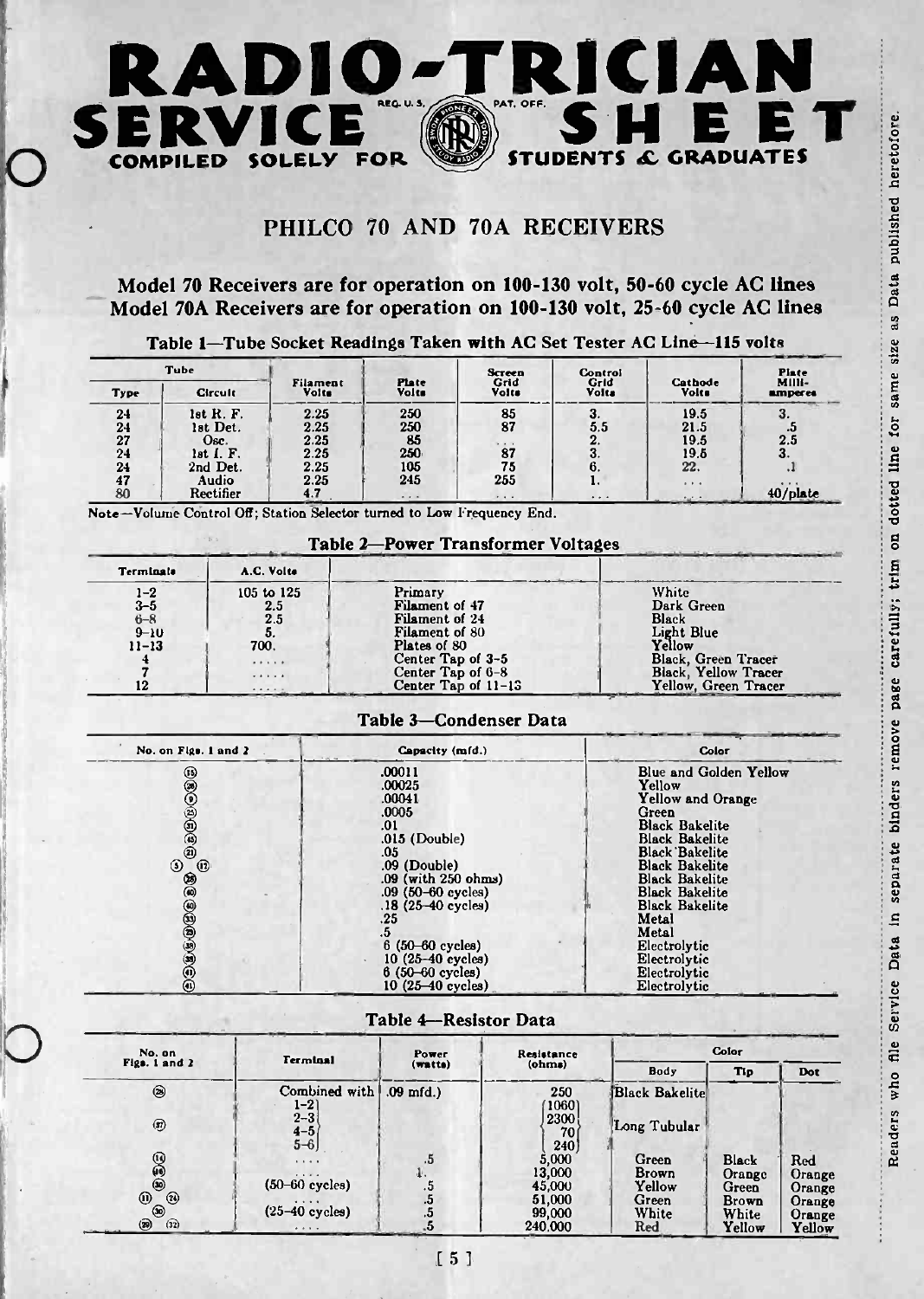# RADIO-TRICIAN SERVICE SHEET

REG. U. S. PAT. OFF.

COMPILED SOLELY FOR STUDENTS & GRADUATES

Readers who file Service Data in separate binders remove page carefully; trim on dotted line for same size as Data published heretofore.

## PHILCO 70 AND 70A RECEIVERS

**Model 70 Receivers are for operation on 100-130 volt, 50-60 cycle AC lines**
**Model 70A Receivers are for operation on 100-130 volt, 25-60 cycle AC lines**

### Table 1—Tube Socket Readings Taken with AC Set Tester AC Line—115 volts

| Tube | | Filament Volts | Plate Volts | Screen Grid Volts | Control Grid Volts | Cathode Volts | Plate Milli-amperes |
|---|---|---|---|---|---|---|---|
| Type | Circuit | | | | | | |
| 24 | 1st R. F. | 2.25 | 250 | 85 | 3. | 19.5 | 3. |
| 24 | 1st Det. | 2.25 | 250 | 87 | 5.5 | 21.5 | .5 |
| 27 | Osc. | 2.25 | 85 | ... | 2. | 19.5 | 2.5 |
| 24 | 1st I. F. | 2.25 | 250 | 87 | 3. | 19.5 | 3. |
| 24 | 2nd Det. | 2.25 | 105 | 75 | 6. | 22. | .1 |
| 47 | Audio | 2.25 | 245 | 255 | 1. | ... | ... |
| 80 | Rectifier | 4.7 | ... | ... | ... | ... | 40/plate |

Note—Volume Control Off; Station Selector turned to Low Frequency End.

### Table 2—Power Transformer Voltages

| Terminals | A.C. Volts | | |
|---|---|---|---|
| 1–2 | 105 to 125 | Primary | White |
| 3–5 | 2.5 | Filament of 47 | Dark Green |
| 6–8 | 2.5 | Filament of 24 | Black |
| 9–10 | 5. | Filament of 80 | Light Blue |
| 11–13 | 700. | Plates of 80 | Yellow |
| 4 | ..... | Center Tap of 3–5 | Black, Green Tracer |
| 7 | ..... | Center Tap of 6–8 | Black, Yellow Tracer |
| 12 | ..... | Center Tap of 11–13 | Yellow, Green Tracer |

### Table 3—Condenser Data

| No. on Figs. 1 and 2 | Capacity (mfd.) | Color |
|---|---|---|
| (15) | .00011 | Blue and Golden Yellow |
| (26) | .00025 | Yellow |
| (9) | .00041 | Yellow and Orange |
| (25) | .0005 | Green |
| (31) | .01 | Black Bakelite |
| (6) | .015 (Double) | Black Bakelite |
| (21) | .05 | Black Bakelite |
| (3) (12) | .09 (Double) | Black Bakelite |
| (28) | .09 (with 250 ohms) | Black Bakelite |
| (40) | .09 (50–60 cycles) | Black Bakelite |
| (40) | .18 (25–40 cycles) | Black Bakelite |
| (33) | .25 | Metal |
| (29) | .5 | Metal |
| (38) | 6 (50–60 cycles) | Electrolytic |
| (38) | 10 (25–40 cycles) | Electrolytic |
| (41) | 6 (50–60 cycles) | Electrolytic |
| (41) | 10 (25–40 cycles) | Electrolytic |

### Table 4—Resistor Data

| No. on Figs. 1 and 2 | Terminal | Power (watts) | Resistance (ohms) | Color | | |
|---|---|---|---|---|---|---|
| | | | | Body | Tip | Dot |
| (28) | Combined with | .09 mfd.) | 250 | Black Bakelite | | |
| (37) | 1–2 | | 1060 | Long Tubular | | |
| | 2–3 | | 2300 | | | |
| | 4–5 | | 70 | | | |
| | 5–6 | | 240 | | | |
| (14) | .... | .5 | 5,000 | Green | Black | Red |
| (44) | .... | 1. | 13,000 | Brown | Orange | Orange |
| (30) | (50–60 cycles) | .5 | 45,000 | Yellow | Green | Orange |
| (11) (24) | .... | .5 | 51,000 | Green | Brown | Orange |
| (30) | (25–40 cycles) | .5 | 99,000 | White | White | Orange |
| (20) (32) | .... | .5 | 240,000 | Red | Yellow | Yellow |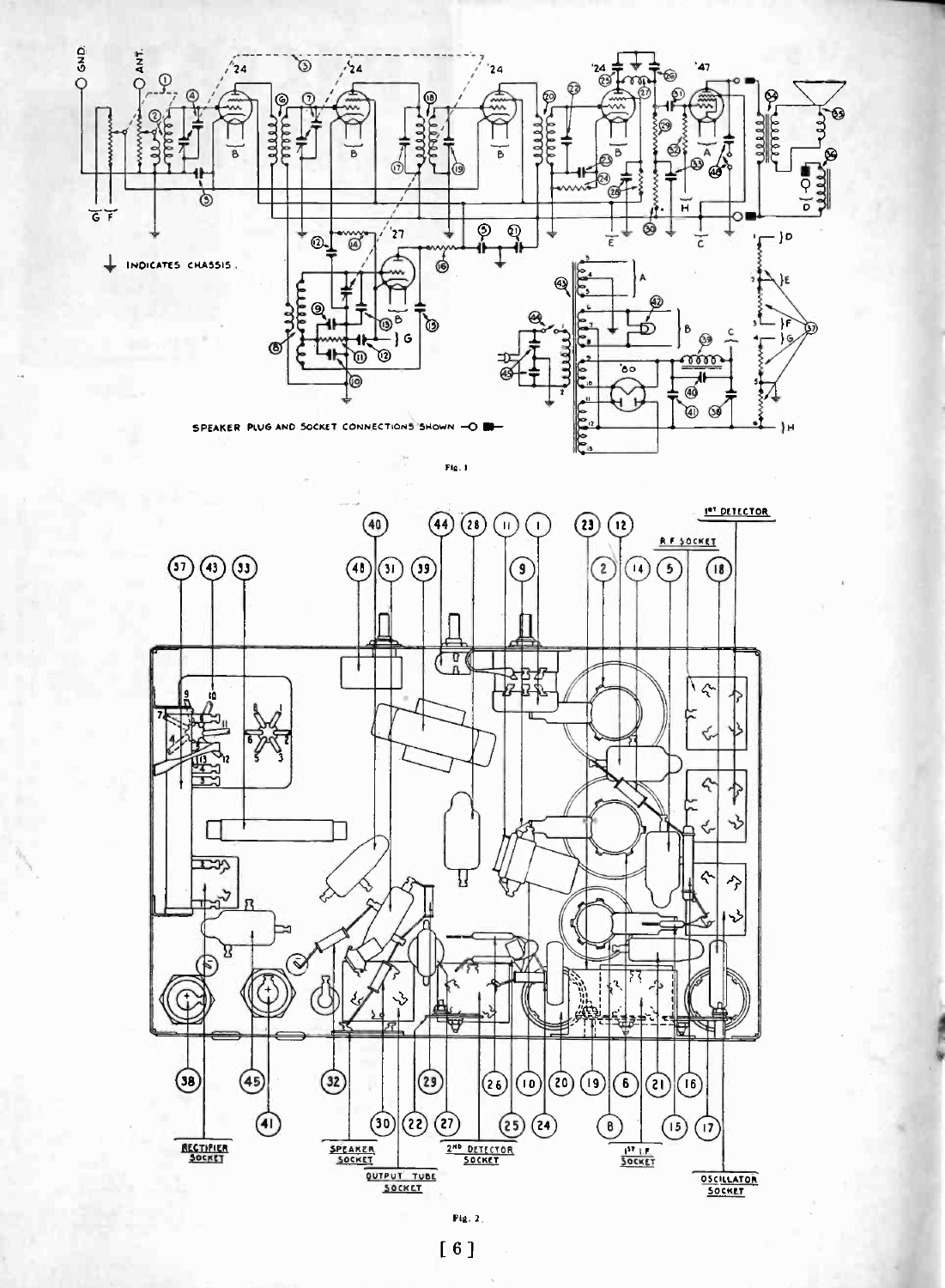Fig. 1

Fig. 2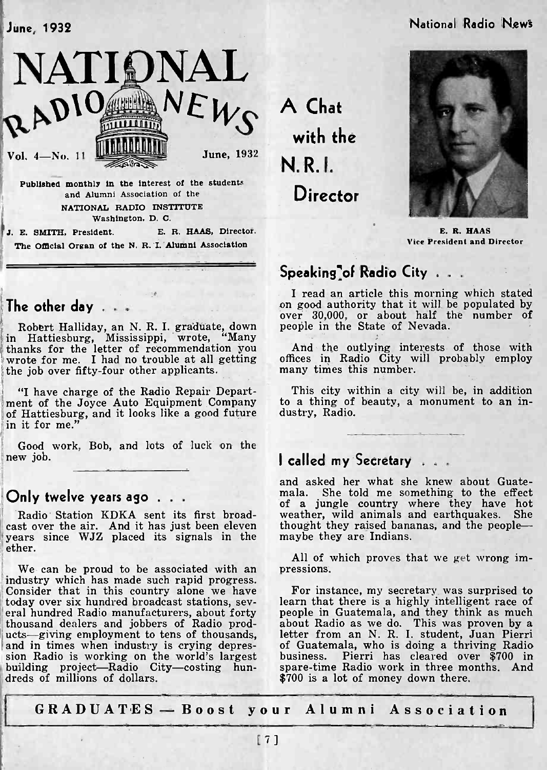# NATIONAL RADIO NEWS

Vol. 4—No. 11 — June, 1932

Published monthly in the interest of the students and Alumni Association of the
NATIONAL RADIO INSTITUTE
Washington, D. C.

J. E. SMITH, President. E. R. HAAS, Director.

The Official Organ of the N. R. I. Alumni Association

## The other day . . .

Robert Halliday, an N. R. I. graduate, down in Hattiesburg, Mississippi, wrote, "Many thanks for the letter of recommendation you wrote for me. I had no trouble at all getting the job over fifty-four other applicants.

"I have charge of the Radio Repair Department of the Joyce Auto Equipment Company of Hattiesburg, and it looks like a good future in it for me."

Good work, Bob, and lots of luck on the new job.

## Only twelve years ago . . .

Radio Station KDKA sent its first broadcast over the air. And it has just been eleven years since WJZ placed its signals in the ether.

We can be proud to be associated with an industry which has made such rapid progress. Consider that in this country alone we have today over six hundred broadcast stations, several hundred Radio manufacturers, about forty thousand dealers and jobbers of Radio products—giving employment to tens of thousands, and in times when industry is crying depression Radio is working on the world's largest building project—Radio City—costing hundreds of millions of dollars.

# A Chat with the N. R. I. Director

E. R. HAAS
Vice President and Director

## Speaking of Radio City . . .

I read an article this morning which stated on good authority that it will be populated by over 30,000, or about half the number of people in the State of Nevada.

And the outlying interests of those with offices in Radio City will probably employ many times this number.

This city within a city will be, in addition to a thing of beauty, a monument to an industry, Radio.

## I called my Secretary . . .

and asked her what she knew about Guatemala. She told me something to the effect of a jungle country where they have hot weather, wild animals and earthquakes. She thought they raised bananas, and the people—maybe they are Indians.

All of which proves that we get wrong impressions.

For instance, my secretary was surprised to learn that there is a highly intelligent race of people in Guatemala, and they think as much about Radio as we do. This was proven by a letter from an N. R. I. student, Juan Pierri of Guatemala, who is doing a thriving Radio business. Pierri has cleared over $700 in spare-time Radio work in three months. And $700 is a lot of money down there.

**GRADUATES — Boost your Alumni Association**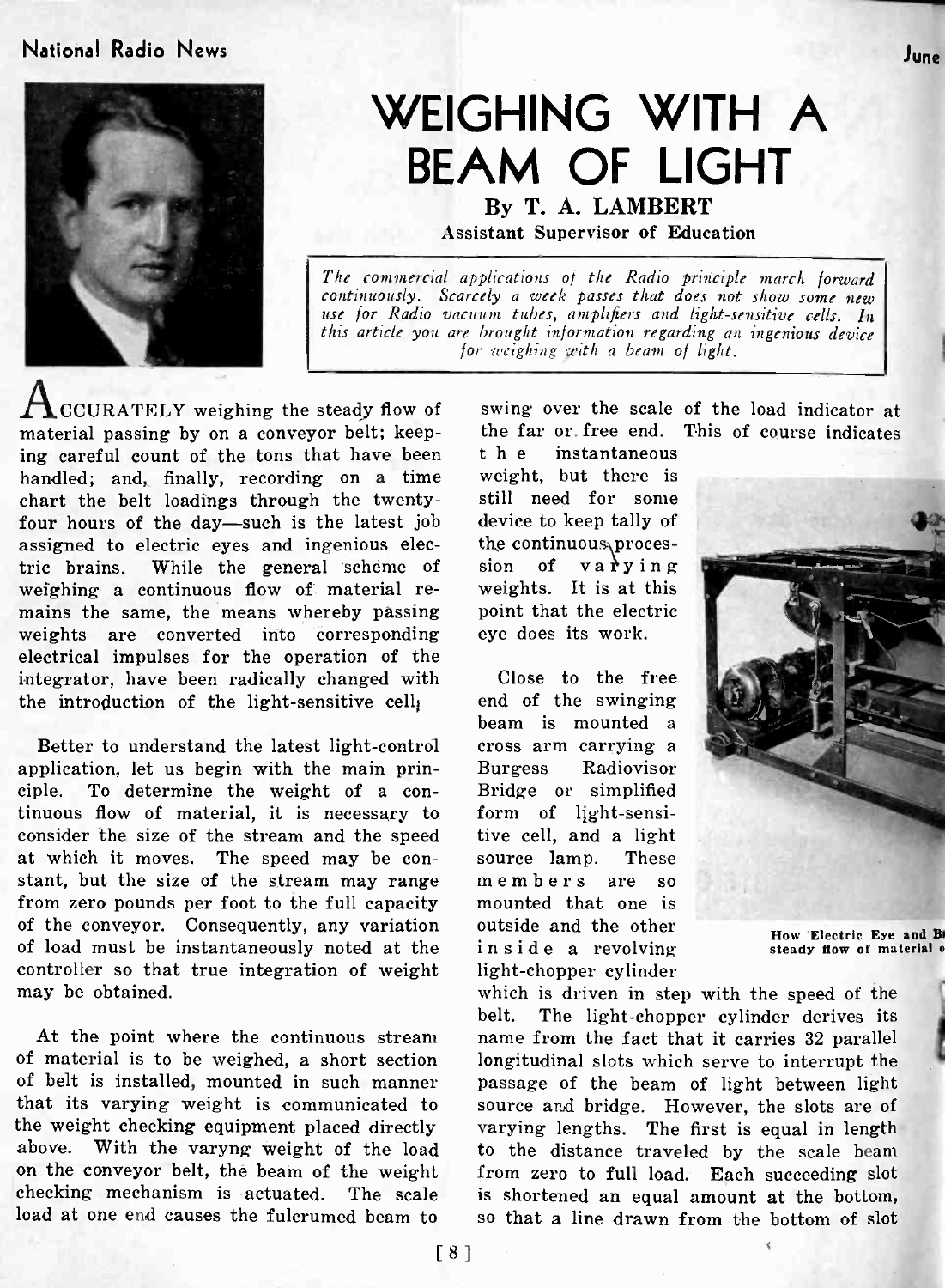# WEIGHING WITH A BEAM OF LIGHT

**By T. A. LAMBERT**
**Assistant Supervisor of Education**

*The commercial applications of the Radio principle march forward continuously. Scarcely a week passes that does not show some new use for Radio vacuum tubes, amplifiers and light-sensitive cells. In this article you are brought information regarding an ingenious device for weighing with a beam of light.*

ACCURATELY weighing the steady flow of material passing by on a conveyor belt; keeping careful count of the tons that have been handled; and, finally, recording on a time chart the belt loadings through the twenty-four hours of the day—such is the latest job assigned to electric eyes and ingenious electric brains. While the general scheme of weighing a continuous flow of material remains the same, the means whereby passing weights are converted into corresponding electrical impulses for the operation of the integrator, have been radically changed with the introduction of the light-sensitive cell.

Better to understand the latest light-control application, let us begin with the main principle. To determine the weight of a continuous flow of material, it is necessary to consider the size of the stream and the speed at which it moves. The speed may be constant, but the size of the stream may range from zero pounds per foot to the full capacity of the conveyor. Consequently, any variation of load must be instantaneously noted at the controller so that true integration of weight may be obtained.

At the point where the continuous stream of material is to be weighed, a short section of belt is installed, mounted in such manner that its varying weight is communicated to the weight checking equipment placed directly above. With the varyng weight of the load on the conveyor belt, the beam of the weight checking mechanism is actuated. The scale load at one end causes the fulcrumed beam to swing over the scale of the load indicator at the far or free end. This of course indicates the instantaneous weight, but there is still need for some device to keep tally of the continuous procession of varying weights. It is at this point that the electric eye does its work.

Close to the free end of the swinging beam is mounted a cross arm carrying a Burgess Radiovisor Bridge or simplified form of light-sensitive cell, and a light source lamp. These members are so mounted that one is outside and the other inside a revolving light-chopper cylinder which is driven in step with the speed of the belt. The light-chopper cylinder derives its name from the fact that it carries 32 parallel longitudinal slots which serve to interrupt the passage of the beam of light between light source and bridge. However, the slots are of varying lengths. The first is equal in length to the distance traveled by the scale beam from zero to full load. Each succeeding slot is shortened an equal amount at the bottom, so that a line drawn from the bottom of slot

How Electric Eye and B... steady flow of material o...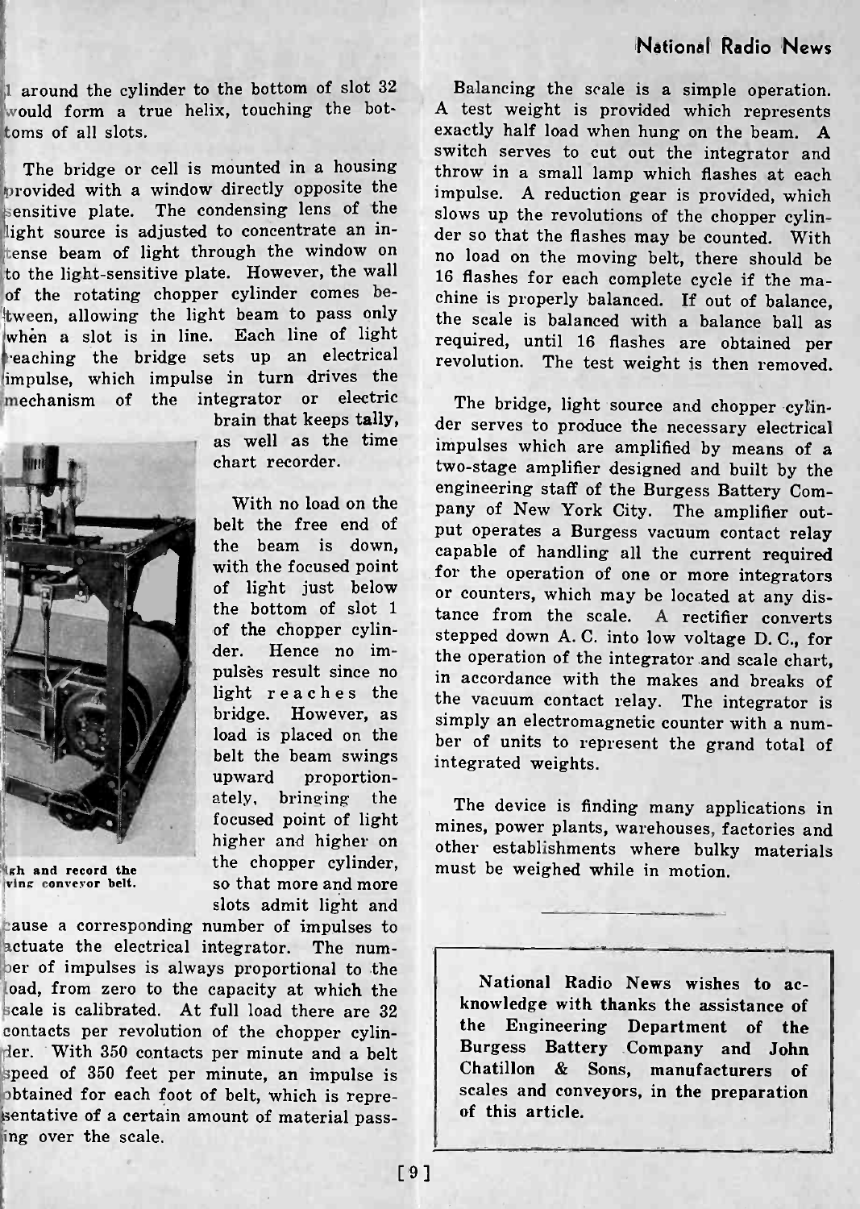1 around the cylinder to the bottom of slot 32 would form a true helix, touching the bottoms of all slots.

The bridge or cell is mounted in a housing provided with a window directly opposite the sensitive plate. The condensing lens of the light source is adjusted to concentrate an intense beam of light through the window on to the light-sensitive plate. However, the wall of the rotating chopper cylinder comes between, allowing the light beam to pass only when a slot is in line. Each line of light reaching the bridge sets up an electrical impulse, which impulse in turn drives the mechanism of the integrator or electric brain that keeps tally, as well as the time chart recorder.

With no load on the belt the free end of the beam is down, with the focused point of light just below the bottom of slot 1 of the chopper cylinder. Hence no impulses result since no light reaches the bridge. However, as load is placed on the belt the beam swings upward proportionately, bringing the focused point of light higher and higher on the chopper cylinder, so that more and more slots admit light and cause a corresponding number of impulses to actuate the electrical integrator. The number of impulses is always proportional to the load, from zero to the capacity at which the scale is calibrated. At full load there are 32 contacts per revolution of the chopper cylinder. With 350 contacts per minute and a belt speed of 350 feet per minute, an impulse is obtained for each foot of belt, which is representative of a certain amount of material passing over the scale.

...igh and record the ...ving conveyor belt.

Balancing the scale is a simple operation. A test weight is provided which represents exactly half load when hung on the beam. A switch serves to cut out the integrator and throw in a small lamp which flashes at each impulse. A reduction gear is provided, which slows up the revolutions of the chopper cylinder so that the flashes may be counted. With no load on the moving belt, there should be 16 flashes for each complete cycle if the machine is properly balanced. If out of balance, the scale is balanced with a balance ball as required, until 16 flashes are obtained per revolution. The test weight is then removed.

The bridge, light source and chopper cylinder serves to produce the necessary electrical impulses which are amplified by means of a two-stage amplifier designed and built by the engineering staff of the Burgess Battery Company of New York City. The amplifier output operates a Burgess vacuum contact relay capable of handling all the current required for the operation of one or more integrators or counters, which may be located at any distance from the scale. A rectifier converts stepped down A. C. into low voltage D. C., for the operation of the integrator and scale chart, in accordance with the makes and breaks of the vacuum contact relay. The integrator is simply an electromagnetic counter with a number of units to represent the grand total of integrated weights.

The device is finding many applications in mines, power plants, warehouses, factories and other establishments where bulky materials must be weighed while in motion.

---

**National Radio News wishes to acknowledge with thanks the assistance of the Engineering Department of the Burgess Battery Company and John Chatillon & Sons, manufacturers of scales and conveyors, in the preparation of this article.**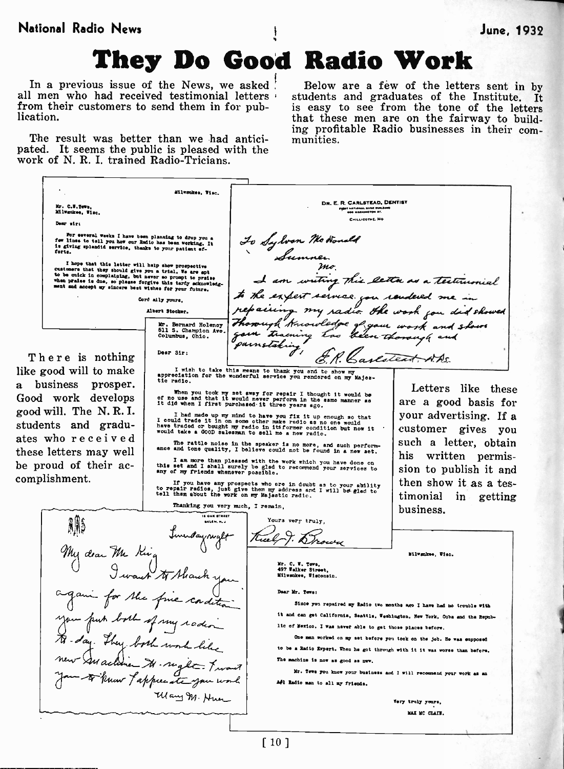# They Do Good Radio Work

In a previous issue of the News, we asked all men who had received testimonial letters from their customers to send them in for publication.

The result was better than we had anticipated. It seems the public is pleased with the work of N. R. I. trained Radio-Tricians.

Below are a few of the letters sent in by students and graduates of the Institute. It is easy to see from the tone of the letters that these men are on the fairway to building profitable Radio businesses in their communities.

---

Milwaukee, Wisc.

Mr. C.W.Tews,
Milwaukee, Wisc.

Dear sir:

For several weeks I have been planning to drop you a few lines to tell you how our Radio has been working. It is giving splendid service, thanks to your patient efforts.

I hope that this letter will help show prospective customers that they should give you a trial. We are apt to be quick in complaining, but never so prompt to praise when praise is due, so please forgive this tardy acknowledgment and accept my sincere best wishes for your future.

Cordially yours,

Albert Stocker.

---

DR. E. R. CARLSTEAD, DENTIST
CHILLICOTHE, MO.

To Sylvan McDonald
Sumner
Mo.

I am writing this letter as a testimonial to the expert service you rendered me in repairing my radio. The work you did showed thorough knowledge of your work and shows your training has been thorough and painstaking.

E.R. Carlstead, D.D.S.

---

Mr. Bernard Holenoy
511 S. Champion Ave.
Columbus, Ohio.

Dear Sir:

I wish to take this means to thank you and to show my appreciation for the wonderful service you rendered on my Majestic radio.

When you took my set away for repair I thought it would be of no use and that it would never perform in the same manner as it did when I first purchased it three years ago.

I had made up my mind to have you fix it up enough so that I could trade it in on some other make radio as no one would have traded or bought my radio in its former condition but now it would take a GOOD salesman to sell me a new radio.

The rattle noise in the speaker is no more, and such performance and tone quality, I believe could not be found in a new set.

I am more than pleased with the work which you have done on this set and I shall surely be glad to recommend your services to any of my friends whenever possible.

If you have any prospects who are in doubt as to your ability to repair radios, just give them my address and I will be glad to tell them about the work on my Majestic radio.

Thanking you very much, I remain,

Yours very truly,

Ruel J. Brown

---

There is nothing like good will to make a business prosper. Good work develops good will. The N. R. I. students and graduates who received these letters may well be proud of their accomplishment.

Letters like these are a good basis for your advertising. If a customer gives you such a letter, obtain his written permission to publish it and then show it as a testimonial in getting business.

---

Sunday night

My dear Mr. King

I want to thank you again for the fine condition you put both of my radios to-day. They both work like new machines to-night. I want you to know I appreciate your work.

Mary M. Hum

---

Milwaukee, Wisc.

Mr. C. W. Tews,
497 Walker Street,
Milwaukee, Wisconsin.

Dear Mr. Tews:

Since you repaired my Radio two months ago I have had no trouble with it and can get California, Seattle, Washington, New York, Cuba and the Republic of Mexico. I was never able to get those places before.

One man worked on my set before you took on the job. He was supposed to be a Radio Expert. When he got through with it it was worse than before. The machine is now as good as new.

Mr. Tews you know your business and I will recommend your work as an A#1 Radio man to all my friends.

Very truly yours,

MAX MC CLAIN.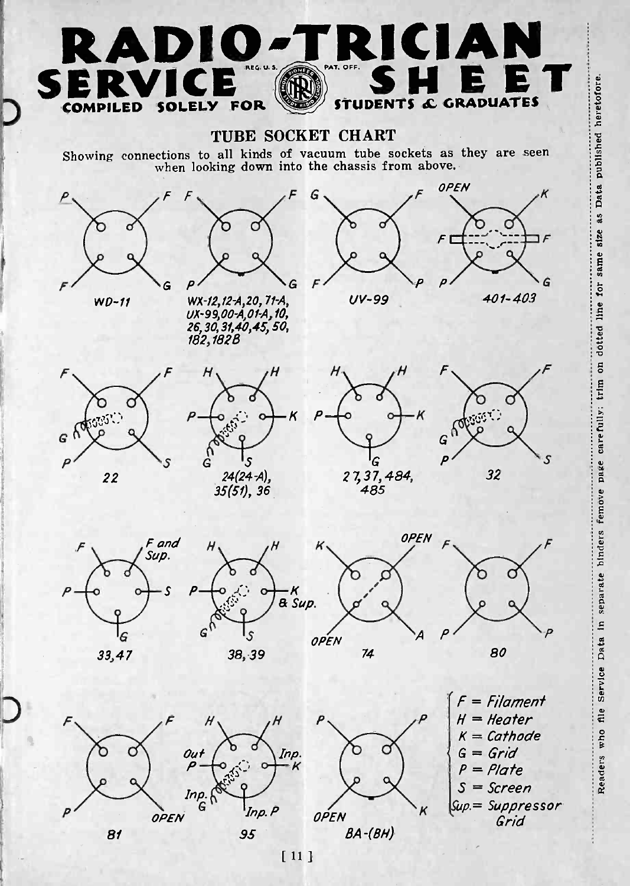# RADIO-TRICIAN SERVICE SHEET

COMPILED SOLELY FOR STUDENTS & GRADUATES

REG. U. S. PAT. OFF.

Readers who file Service Data in separate binders remove page carefully; trim on dotted line for same size as Data published heretofore.

## TUBE SOCKET CHART

Showing connections to all kinds of vacuum tube sockets as they are seen when looking down into the chassis from above.

*WD-11*: P, F, F, G

*WX-12, 12-A, 20, 71-A, UX-99, 00-A, 01-A, 10, 26, 30, 31, 40, 45, 50, 182, 182B*: F, F, P, G

*UV-99*: G, F, F, P

*401-403*: OPEN, K, F, F, P, G

*22*: F, F, G, P, S

*24(24-A), 35(51), 36*: H, H, P, K, G, S

*27, 37, 484, 485*: H, H, P, K, G

*32*: F, F, G, P, S

*33, 47*: F, F and Sup., P, S, G

*38, 39*: H, H, P, K & Sup., G, S

*74*: K, OPEN, OPEN, A

*80*: F, F, P, P

*81*: F, F, P, OPEN

*95*: H, H, Out P, Inp. K, Inp. G, Inp. P

*BA-(BH)*: P, P, OPEN, K

- F = Filament
- H = Heater
- K = Cathode
- G = Grid
- P = Plate
- S = Screen
- Sup. = Suppressor Grid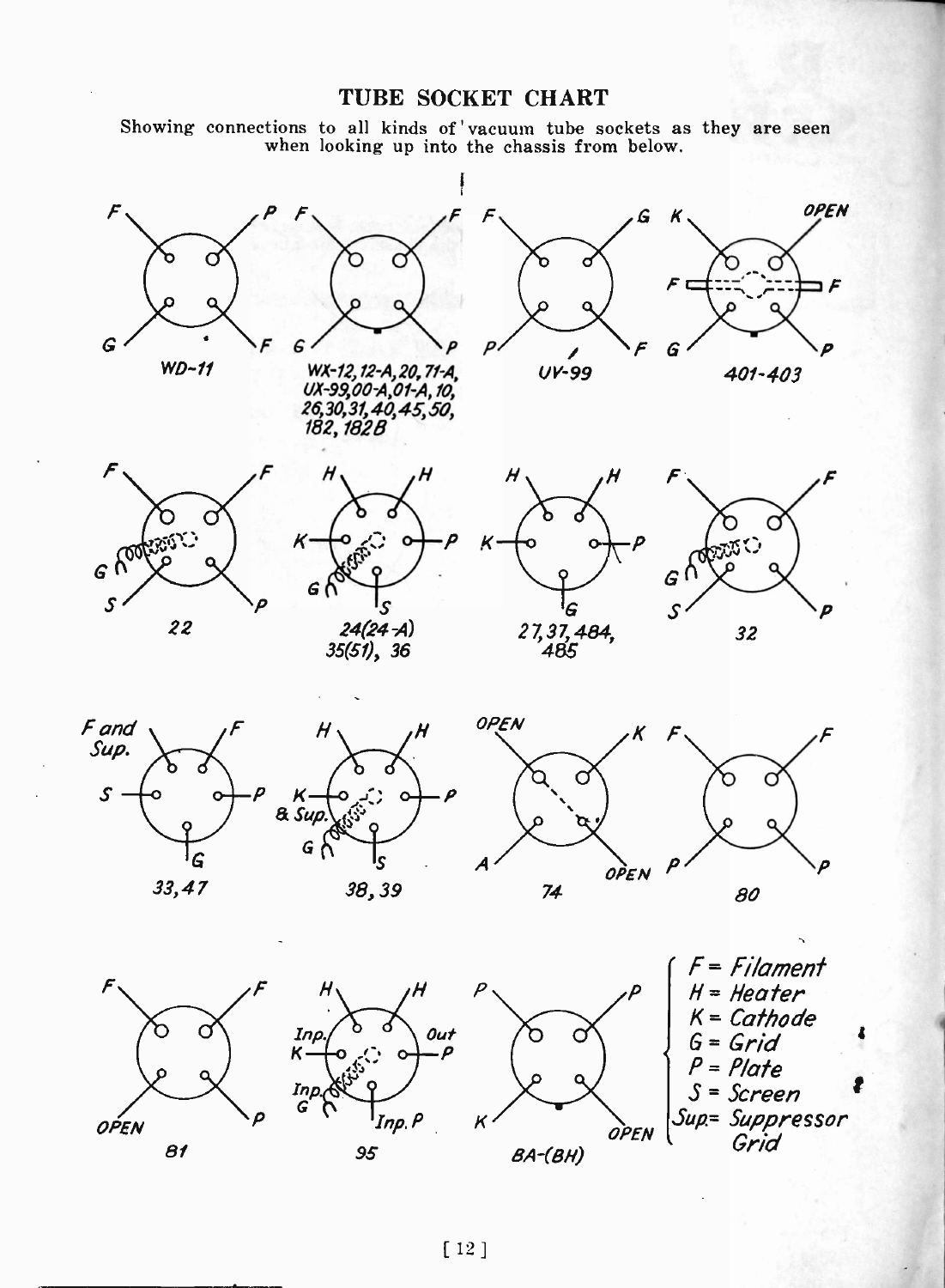# TUBE SOCKET CHART

Showing connections to all kinds of vacuum tube sockets as they are seen when looking up into the chassis from below.

WD-11

WX-12, 12-A, 20, 71-A, UX-99, 00-A, 01-A, 10, 26, 30, 31, 40, 45, 50, 182, 182B

UV-99

401-403

22

24(24-A) 35(51), 36

27, 37, 484, 485

32

33, 47

38, 39

74

80

81

95

BA-(BH)

F = Filament
H = Heater
K = Cathode
G = Grid
P = Plate
S = Screen
Sup. = Suppressor Grid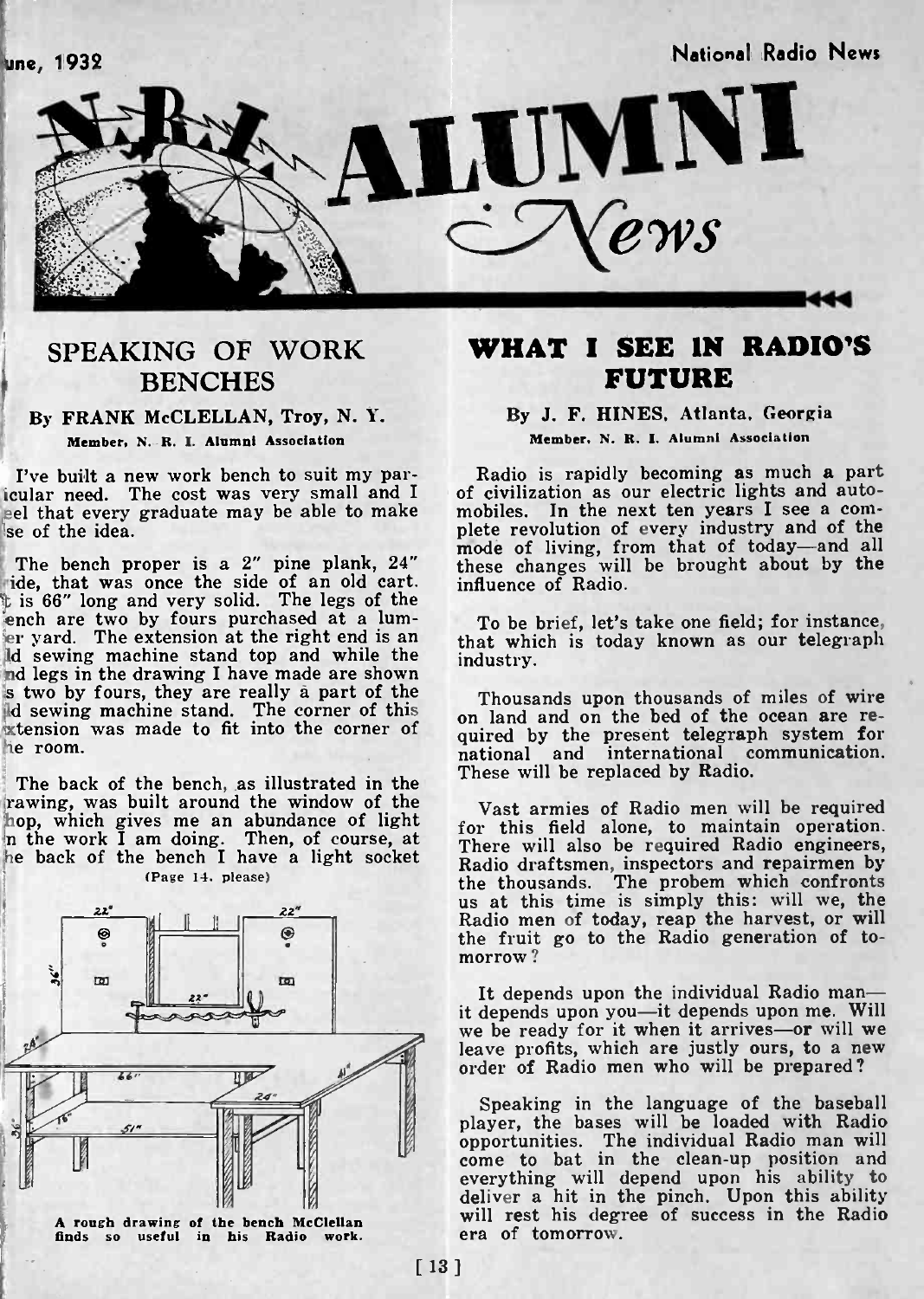# N.R.I. ALUMNI News

## SPEAKING OF WORK BENCHES

**By FRANK McCLELLAN, Troy, N. Y.**
**Member, N. R. I. Alumni Association**

I've built a new work bench to suit my particular need. The cost was very small and I feel that every graduate may be able to make use of the idea.

The bench proper is a 2" pine plank, 24" wide, that was once the side of an old cart. It is 66" long and very solid. The legs of the bench are two by fours purchased at a lumber yard. The extension at the right end is an old sewing machine stand top and while the end legs in the drawing I have made are shown as two by fours, they are really a part of the old sewing machine stand. The corner of this extension was made to fit into the corner of the room.

The back of the bench, as illustrated in the drawing, was built around the window of the shop, which gives me an abundance of light on the work I am doing. Then, of course, at the back of the bench I have a light socket

(Page 14, please)

A rough drawing of the bench McClellan finds so useful in his Radio work.

## WHAT I SEE IN RADIO'S FUTURE

**By J. F. HINES, Atlanta, Georgia**
**Member, N. R. I. Alumni Association**

Radio is rapidly becoming as much a part of civilization as our electric lights and automobiles. In the next ten years I see a complete revolution of every industry and of the mode of living, from that of today—and all these changes will be brought about by the influence of Radio.

To be brief, let's take one field; for instance, that which is today known as our telegraph industry.

Thousands upon thousands of miles of wire on land and on the bed of the ocean are required by the present telegraph system for national and international communication. These will be replaced by Radio.

Vast armies of Radio men will be required for this field alone, to maintain operation. There will also be required Radio engineers, Radio draftsmen, inspectors and repairmen by the thousands. The probem which confronts us at this time is simply this: will we, the Radio men of today, reap the harvest, or will the fruit go to the Radio generation of tomorrow?

It depends upon the individual Radio man—it depends upon you—it depends upon me. Will we be ready for it when it arrives—or will we leave profits, which are justly ours, to a new order of Radio men who will be prepared?

Speaking in the language of the baseball player, the bases will be loaded with Radio opportunities. The individual Radio man will come to bat in the clean-up position and everything will depend upon his ability to deliver a hit in the pinch. Upon this ability will rest his degree of success in the Radio era of tomorrow.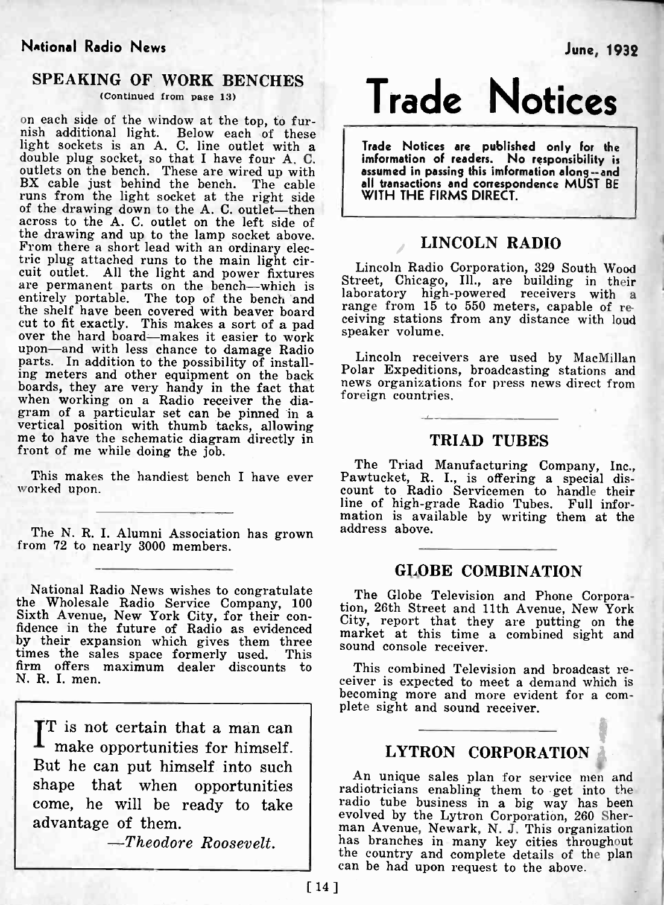## SPEAKING OF WORK BENCHES

(Continued from page 13)

on each side of the window at the top, to furnish additional light. Below each of these light sockets is an A. C. line outlet with a double plug socket, so that I have four A. C. outlets on the bench. These are wired up with BX cable just behind the bench. The cable runs from the light socket at the right side of the drawing down to the A. C. outlet—then across to the A. C. outlet on the left side of the drawing and up to the lamp socket above. From there a short lead with an ordinary electric plug attached runs to the main light circuit outlet. All the light and power fixtures are permanent parts on the bench—which is entirely portable. The top of the bench and the shelf have been covered with beaver board cut to fit exactly. This makes a sort of a pad over the hard board—makes it easier to work upon—and with less chance to damage Radio parts. In addition to the possibility of installing meters and other equipment on the back boards, they are very handy in the fact that when working on a Radio receiver the diagram of a particular set can be pinned in a vertical position with thumb tacks, allowing me to have the schematic diagram directly in front of me while doing the job.

This makes the handiest bench I have ever worked upon.

---

The N. R. I. Alumni Association has grown from 72 to nearly 3000 members.

---

National Radio News wishes to congratulate the Wholesale Radio Service Company, 100 Sixth Avenue, New York City, for their confidence in the future of Radio as evidenced by their expansion which gives them three times the sales space formerly used. This firm offers maximum dealer discounts to N. R. I. men.

---

IT is not certain that a man can make opportunities for himself. But he can put himself into such shape that when opportunities come, he will be ready to take advantage of them.

—*Theodore Roosevelt.*

# Trade Notices

**Trade Notices are published only for the information of readers. No responsibility is assumed in passing this imformation along—and all transactions and correspondence MUST BE WITH THE FIRMS DIRECT.**

## LINCOLN RADIO

Lincoln Radio Corporation, 329 South Wood Street, Chicago, Ill., are building in their laboratory high-powered receivers with a range from 15 to 550 meters, capable of receiving stations from any distance with loud speaker volume.

Lincoln receivers are used by MacMillan Polar Expeditions, broadcasting stations and news organizations for press news direct from foreign countries.

## TRIAD TUBES

The Triad Manufacturing Company, Inc., Pawtucket, R. I., is offering a special discount to Radio Servicemen to handle their line of high-grade Radio Tubes. Full information is available by writing them at the address above.

## GLOBE COMBINATION

The Globe Television and Phone Corporation, 26th Street and 11th Avenue, New York City, report that they are putting on the market at this time a combined sight and sound console receiver.

This combined Television and broadcast receiver is expected to meet a demand which is becoming more and more evident for a complete sight and sound receiver.

## LYTRON CORPORATION

An unique sales plan for service men and radiotricians enabling them to get into the radio tube business in a big way has been evolved by the Lytron Corporation, 260 Sherman Avenue, Newark, N. J. This organization has branches in many key cities throughout the country and complete details of the plan can be had upon request to the above.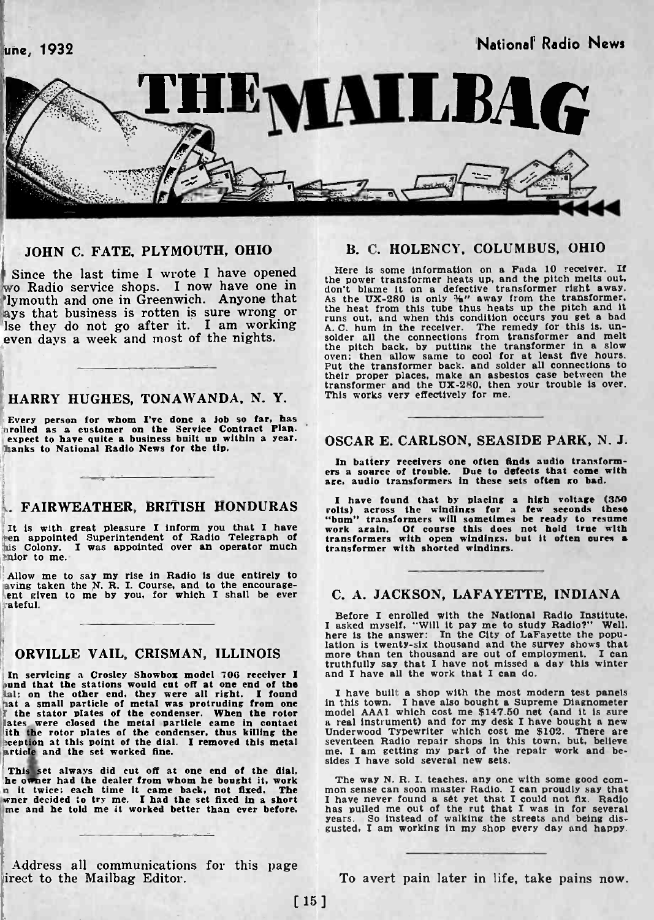# THE MAILBAG

## JOHN C. FATE, PLYMOUTH, OHIO

Since the last time I wrote I have opened two Radio service shops. I now have one in Plymouth and one in Greenwich. Anyone that says that business is rotten is sure wrong or else they do not go after it. I am working seven days a week and most of the nights.

## HARRY HUGHES, TONAWANDA, N. Y.

Every person for whom I've done a job so far, has enrolled as a customer on the Service Contract Plan. I expect to have quite a business built up within a year. Thanks to National Radio News for the tip.

## A. FAIRWEATHER, BRITISH HONDURAS

It is with great pleasure I inform you that I have been appointed Superintendent of Radio Telegraph of this Colony. I was appointed over an operator much senior to me.

Allow me to say my rise in Radio is due entirely to having taken the N. R. I. Course, and to the encouragement given to me by you, for which I shall be ever grateful.

## ORVILLE VAIL, CRISMAN, ILLINOIS

In servicing a Crosley Showbox model 706 receiver I found that the stations would cut off at one end of the dial; on the other end, they were all right. I found that a small particle of metal was protruding from one of the stator plates of the condenser. When the rotor plates were closed the metal particle came in contact with the rotor plates of the condenser, thus killing the reception at this point of the dial. I removed this metal particle and the set worked fine.

This set always did cut off at one end of the dial. The owner had the dealer from whom he bought it, work on it twice; each time it came back, not fixed. The owner decided to try me. I had the set fixed in a short time and he told me it worked better than ever before.

Address all communications for this page direct to the Mailbag Editor.

## B. C. HOLENCY, COLUMBUS, OHIO

Here is some information on a Fada 10 receiver. If the power transformer heats up, and the pitch melts out, don't blame it on a defective transformer right away. As the UX-280 is only ⅜" away from the transformer, the heat from this tube thus heats up the pitch and it runs out, and when this condition occurs you get a bad A. C. hum in the receiver. The remedy for this is, unsolder all the connections from transformer and melt the pitch back, by putting the transformer in a slow oven; then allow same to cool for at least five hours. Put the transformer back, and solder all connections to their proper places, make an asbestos case between the transformer and the UX-280, then your trouble is over. This works very effectively for me.

## OSCAR E. CARLSON, SEASIDE PARK, N. J.

In battery receivers one often finds audio transformers a source of trouble. Due to defects that come with age, audio transformers in these sets often go bad.

I have found that by placing a high voltage (350 volts) across the windings for a few seconds these "bum" transformers will sometimes be ready to resume work again. Of course this does not hold true with transformers with open windings, but it often cures a transformer with shorted windings.

## C. A. JACKSON, LAFAYETTE, INDIANA

Before I enrolled with the National Radio Institute, I asked myself, "Will it pay me to study Radio?" Well, here is the answer: In the City of LaFayette the population is twenty-six thousand and the survey shows that more than ten thousand are out of employment. I can truthfully say that I have not missed a day this winter and I have all the work that I can do.

I have built a shop with the most modern test panels in this town. I have also bought a Supreme Diagnometer model AAA1 which cost me $147.50 net (and it is sure a real instrument) and for my desk I have bought a new Underwood Typewriter which cost me $102. There are seventeen Radio repair shops in this town, but, believe me, I am getting my part of the repair work and besides I have sold several new sets.

The way N. R. I. teaches, any one with some good common sense can soon master Radio. I can proudly say that I have never found a sét yet that I could not fix. Radio has pulled me out of the rut that I was in for several years. So instead of walking the streets and being disgusted, I am working in my shop every day and happy.

To avert pain later in life, take pains now.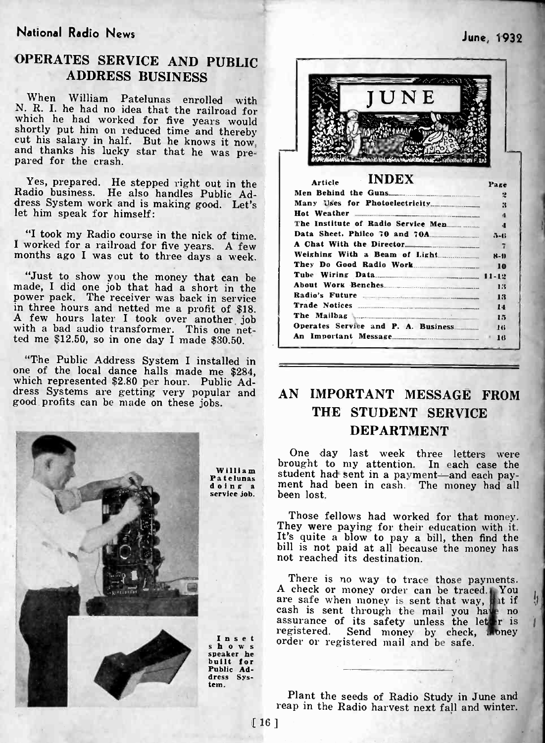## OPERATES SERVICE AND PUBLIC ADDRESS BUSINESS

When William Patelunas enrolled with N. R. I. he had no idea that the railroad for which he had worked for five years would shortly put him on reduced time and thereby cut his salary in half. But he knows it now, and thanks his lucky star that he was prepared for the crash.

Yes, prepared. He stepped right out in the Radio business. He also handles Public Address System work and is making good. Let's let him speak for himself:

"I took my Radio course in the nick of time. I worked for a railroad for five years. A few months ago I was cut to three days a week.

"Just to show you the money that can be made, I did one job that had a short in the power pack. The receiver was back in service in three hours and netted me a profit of $18. A few hours later I took over another job with a bad audio transformer. This one netted me $12.50, so in one day I made $30.50.

"The Public Address System I installed in one of the local dance halls made me $284, which represented $2.80 per hour. Public Address Systems are getting very popular and good profits can be made on these jobs.

William Patelunas doing a service job.

Inset shows speaker he built for Public Address System.

JUNE

| Article | Page |
|---|---|
| **INDEX** | |
| Men Behind the Guns | 2 |
| Many Uses for Photoelectricity | 3 |
| Hot Weather | 4 |
| The Institute of Radio Service Men | 4 |
| Data Sheet, Philco 70 and 70A | 5-6 |
| A Chat With the Director | 7 |
| Weighing With a Beam of Light | 8-9 |
| They Do Good Radio Work | 10 |
| Tube Wiring Data | 11-12 |
| About Work Benches | 13 |
| Radio's Future | 13 |
| Trade Notices | 14 |
| The Mailbag | 15 |
| Operates Service and P. A. Business | 16 |
| An Important Message | 16 |

## AN IMPORTANT MESSAGE FROM THE STUDENT SERVICE DEPARTMENT

One day last week three letters were brought to my attention. In each case the student had sent in a payment—and each payment had been in cash. The money had all been lost.

Those fellows had worked for that money. They were paying for their education with it. It's quite a blow to pay a bill, then find the bill is not paid at all because the money has not reached its destination.

There is no way to trace those payments. A check or money order can be traced. You are safe when money is sent that way, but if cash is sent through the mail you have no assurance of its safety unless the letter is registered. Send money by check, money order or registered mail and be safe.

---

Plant the seeds of Radio Study in June and reap in the Radio harvest next fall and winter.